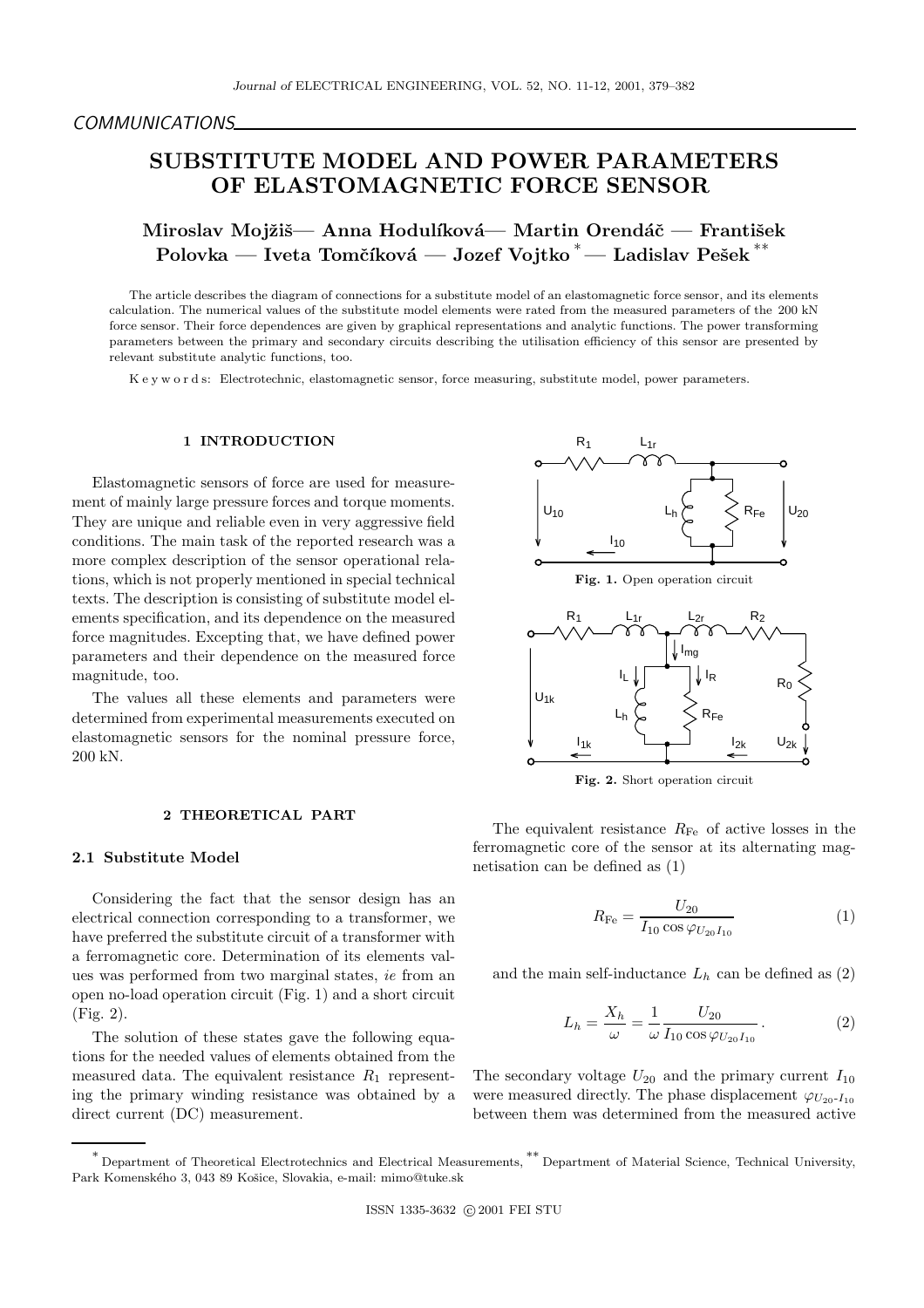COMMUNICATIONS

# SUBSTITUTE MODEL AND POWER PARAMETERS OF ELASTOMAGNETIC FORCE SENSOR

**Miroslav Mojžiš— Anna Hodulíková— Martin Orendáč — František Polovka — Iveta Tomčíková — Jozef Vojtko [*] — Ladislav Pešek [**]**

The article describes the diagram of connections for a substitute model of an elastomagnetic force sensor, and its elements calculation. The numerical values of the substitute model elements were rated from the measured parameters of the 200 kN force sensor. Their force dependences are given by graphical representations and analytic functions. The power transforming parameters between the primary and secondary circuits describing the utilisation efficiency of this sensor are presented by relevant substitute analytic functions, too.

K e y w o r d s: Electrotechnic, elastomagnetic sensor, force measuring, substitute model, power parameters.

## 1 INTRODUCTION

Elastomagnetic sensors of force are used for measurement of mainly large pressure forces and torque moments. They are unique and reliable even in very aggressive field conditions. The main task of the reported research was a more complex description of the sensor operational relations, which is not properly mentioned in special technical texts. The description is consisting of substitute model elements specification, and its dependence on the measured force magnitudes. Excepting that, we have defined power parameters and their dependence on the measured force magnitude, too.

The values all these elements and parameters were determined from experimental measurements executed on elastomagnetic sensors for the nominal pressure force, 200 kN.

## 2 THEORETICAL PART

### 2.1 Substitute Model

Considering the fact that the sensor design has an electrical connection corresponding to a transformer, we have preferred the substitute circuit of a transformer with a ferromagnetic core. Determination of its elements values was performed from two marginal states, *ie* from an open no-load operation circuit (Fig. 1) and a short circuit (Fig. 2).

The solution of these states gave the following equations for the needed values of elements obtained from the measured data. The equivalent resistance $R_1$ representing the primary winding resistance was obtained by a direct current (DC) measurement.

**Fig. 1.** Open operation circuit

**Fig. 2.** Short operation circuit

The equivalent resistance $R_{\mathrm{Fe}}$ of active losses in the ferromagnetic core of the sensor at its alternating magnetisation can be defined as (1)

$$R_{\mathrm{Fe}} = \frac{U_{20}}{I_{10}\cos\varphi_{U_{20}I_{10}}} \tag{1}$$

and the main self-inductance $L_h$ can be defined as (2)

$$L_h = \frac{X_h}{\omega} = \frac{1}{\omega}\frac{U_{20}}{I_{10}\cos\varphi_{U_{20}I_{10}}}\,. \tag{2}$$

The secondary voltage $U_{20}$ and the primary current $I_{10}$ were measured directly. The phase displacement $\varphi_{U_{20}\text{-}I_{10}}$ between them was determined from the measured active

[*] Department of Theoretical Electrotechnics and Electrical Measurements, [**] Department of Material Science, Technical University, Park Komenského 3, 043 89 Košice, Slovakia, e-mail: mimo@tuke.sk

ISSN 1335-3632 © 2001 FEI STU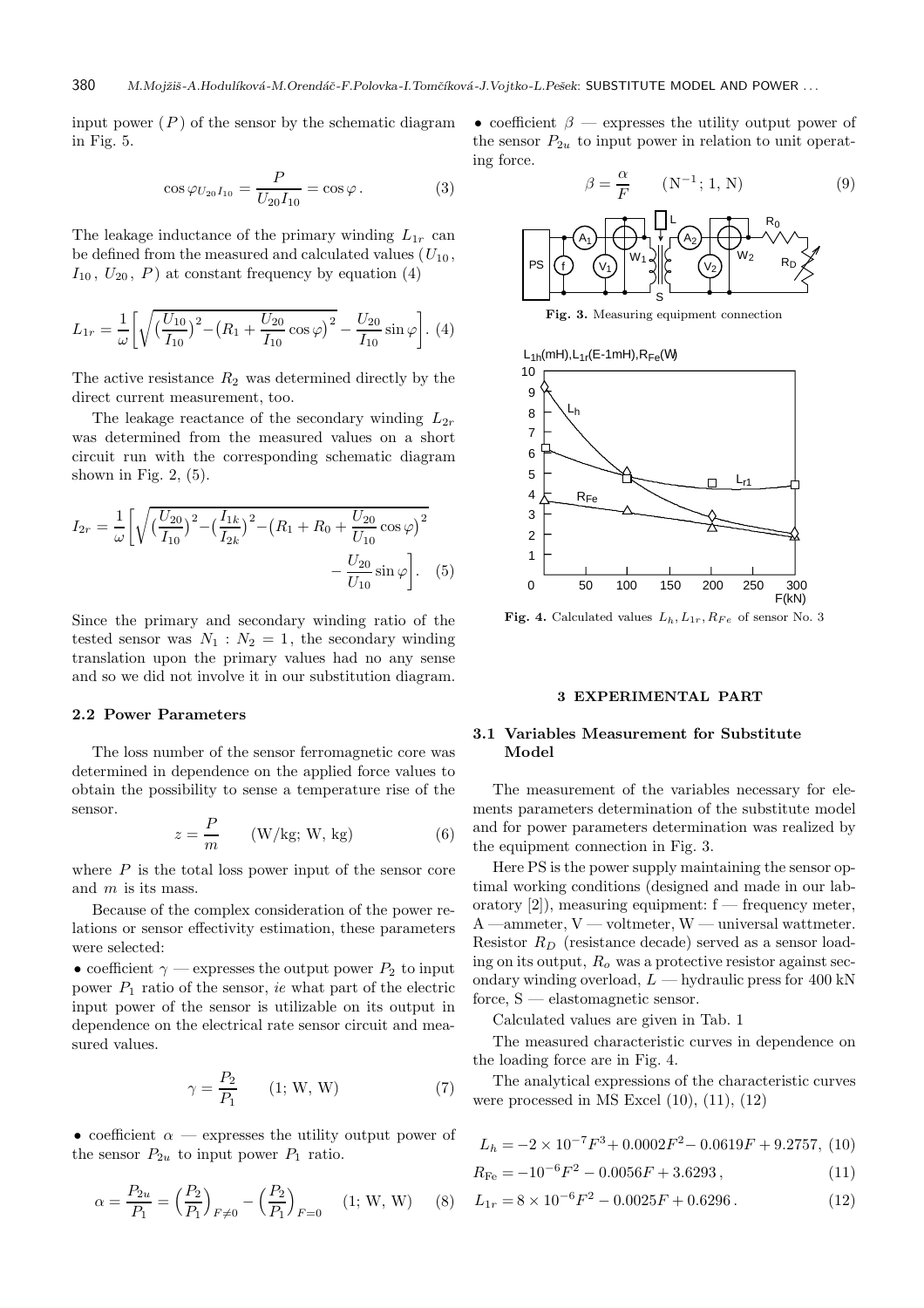input power ($P$) of the sensor by the schematic diagram in Fig. 5.

$$\cos\varphi_{U_{20}I_{10}} = \frac{P}{U_{20}I_{10}} = \cos\varphi\,. \tag{3}$$

The leakage inductance of the primary winding $L_{1r}$ can be defined from the measured and calculated values ($U_{10}$, $I_{10}$, $U_{20}$, $P$) at constant frequency by equation (4)

$$L_{1r} = \frac{1}{\omega}\left[\sqrt{\left(\frac{U_{10}}{I_{10}}\right)^2 - \left(R_1 + \frac{U_{20}}{I_{10}}\cos\varphi\right)^2} - \frac{U_{20}}{I_{10}}\sin\varphi\right]. \tag{4}$$

The active resistance $R_2$ was determined directly by the direct current measurement, too.

The leakage reactance of the secondary winding $L_{2r}$ was determined from the measured values on a short circuit run with the corresponding schematic diagram shown in Fig. 2, (5).

$$I_{2r} = \frac{1}{\omega}\left[\sqrt{\left(\frac{U_{20}}{I_{10}}\right)^2 - \left(\frac{I_{1k}}{I_{2k}}\right)^2 - \left(R_1 + R_0 + \frac{U_{20}}{U_{10}}\cos\varphi\right)^2} - \frac{U_{20}}{U_{10}}\sin\varphi\right]. \tag{5}$$

Since the primary and secondary winding ratio of the tested sensor was $N_1 : N_2 = 1$, the secondary winding translation upon the primary values had no any sense and so we did not involve it in our substitution diagram.

### 2.2 Power Parameters

The loss number of the sensor ferromagnetic core was determined in dependence on the applied force values to obtain the possibility to sense a temperature rise of the sensor.

$$z = \frac{P}{m} \qquad (\text{W/kg; W, kg}) \tag{6}$$

where $P$ is the total loss power input of the sensor core and $m$ is its mass.

Because of the complex consideration of the power relations or sensor effectivity estimation, these parameters were selected:

• coefficient $\gamma$ — expresses the output power $P_2$ to input power $P_1$ ratio of the sensor, *ie* what part of the electric input power of the sensor is utilizable on its output in dependence on the electrical rate sensor circuit and measured values.

$$\gamma = \frac{P_2}{P_1} \qquad (1;\ \text{W, W}) \tag{7}$$

• coefficient $\alpha$ — expresses the utility output power of the sensor $P_{2u}$ to input power $P_1$ ratio.

$$\alpha = \frac{P_{2u}}{P_1} = \left(\frac{P_2}{P_1}\right)_{F\neq 0} - \left(\frac{P_2}{P_1}\right)_{F=0} \qquad (1;\ \text{W, W}) \tag{8}$$

• coefficient $\beta$ — expresses the utility output power of the sensor $P_{2u}$ to input power in relation to unit operating force.

$$\beta = \frac{\alpha}{F} \qquad (\text{N}^{-1};\ 1,\ \text{N}) \tag{9}$$

**Fig. 3.** Measuring equipment connection

**Fig. 4.** Calculated values $L_h, L_{1r}, R_{Fe}$ of sensor No. 3

## 3 EXPERIMENTAL PART

### 3.1 Variables Measurement for Substitute Model

The measurement of the variables necessary for elements parameters determination of the substitute model and for power parameters determination was realized by the equipment connection in Fig. 3.

Here PS is the power supply maintaining the sensor optimal working conditions (designed and made in our laboratory [2]), measuring equipment: f — frequency meter, A —ammeter, V — voltmeter, W — universal wattmeter. Resistor $R_D$ (resistance decade) served as a sensor loading on its output, $R_o$ was a protective resistor against secondary winding overload, $L$ — hydraulic press for 400 kN force, S — elastomagnetic sensor.

Calculated values are given in Tab. 1

The measured characteristic curves in dependence on the loading force are in Fig. 4.

The analytical expressions of the characteristic curves were processed in MS Excel (10), (11), (12)

$$L_h = -2\times 10^{-7}F^3 + 0.0002F^2 - 0.0619F + 9.2757, \tag{10}$$

$$R_{\text{Fe}} = -10^{-6}F^2 - 0.0056F + 3.6293\,, \tag{11}$$

$$L_{1r} = 8\times 10^{-6}F^2 - 0.0025F + 0.6296\,. \tag{12}$$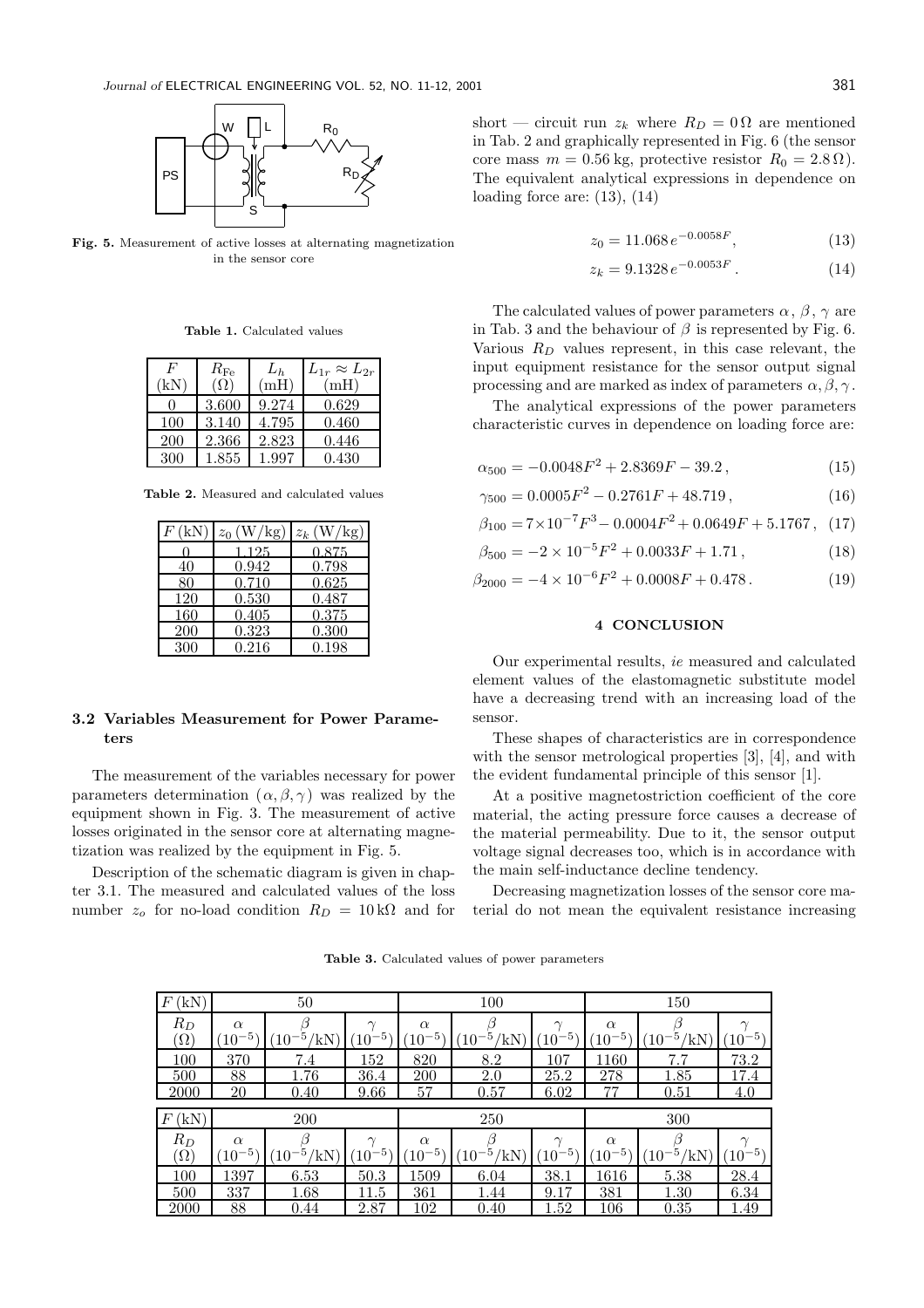Fig. 5. Measurement of active losses at alternating magnetization in the sensor core

**Table 1.** Calculated values

| $F$ (kN) | $R_{\rm Fe}$ ($\Omega$) | $L_h$ (mH) | $L_{1r} \approx L_{2r}$ (mH) |
|---|---|---|---|
| 0 | 3.600 | 9.274 | 0.629 |
| 100 | 3.140 | 4.795 | 0.460 |
| 200 | 2.366 | 2.823 | 0.446 |
| 300 | 1.855 | 1.997 | 0.430 |

**Table 2.** Measured and calculated values

| $F$ (kN) | $z_0$ (W/kg) | $z_k$ (W/kg) |
|---|---|---|
| 0 | 1.125 | 0.875 |
| 40 | 0.942 | 0.798 |
| 80 | 0.710 | 0.625 |
| 120 | 0.530 | 0.487 |
| 160 | 0.405 | 0.375 |
| 200 | 0.323 | 0.300 |
| 300 | 0.216 | 0.198 |

### 3.2 Variables Measurement for Power Parameters

The measurement of the variables necessary for power parameters determination $(\alpha, \beta, \gamma)$ was realized by the equipment shown in Fig. 3. The measurement of active losses originated in the sensor core at alternating magnetization was realized by the equipment in Fig. 5.

Description of the schematic diagram is given in chapter 3.1. The measured and calculated values of the loss number $z_o$ for no-load condition $R_D = 10\,\mathrm{k}\Omega$ and for short — circuit run $z_k$ where $R_D = 0\,\Omega$ are mentioned in Tab. 2 and graphically represented in Fig. 6 (the sensor core mass $m = 0.56$ kg, protective resistor $R_0 = 2.8\,\Omega$). The equivalent analytical expressions in dependence on loading force are: (13), (14)

$$z_0 = 11.068\,e^{-0.0058F}, \tag{13}$$

$$z_k = 9.1328\,e^{-0.0053F}. \tag{14}$$

The calculated values of power parameters $\alpha$, $\beta$, $\gamma$ are in Tab. 3 and the behaviour of $\beta$ is represented by Fig. 6. Various $R_D$ values represent, in this case relevant, the input equipment resistance for the sensor output signal processing and are marked as index of parameters $\alpha, \beta, \gamma$.

The analytical expressions of the power parameters characteristic curves in dependence on loading force are:

$$\alpha_{500} = -0.0048F^2 + 2.8369F - 39.2\,, \tag{15}$$

$$\gamma_{500} = 0.0005F^2 - 0.2761F + 48.719\,, \tag{16}$$

$$\beta_{100} = 7\times10^{-7}F^3 - 0.0004F^2 + 0.0649F + 5.1767\,, \tag{17}$$

$$\beta_{500} = -2\times10^{-5}F^2 + 0.0033F + 1.71\,, \tag{18}$$

$$\beta_{2000} = -4\times10^{-6}F^2 + 0.0008F + 0.478\,. \tag{19}$$

## 4 CONCLUSION

Our experimental results, *ie* measured and calculated element values of the elastomagnetic substitute model have a decreasing trend with an increasing load of the sensor.

These shapes of characteristics are in correspondence with the sensor metrological properties [3], [4], and with the evident fundamental principle of this sensor [1].

At a positive magnetostriction coefficient of the core material, the acting pressure force causes a decrease of the material permeability. Due to it, the sensor output voltage signal decreases too, which is in accordance with the main self-inductance decline tendency.

Decreasing magnetization losses of the sensor core material do not mean the equivalent resistance increasing

**Table 3.** Calculated values of power parameters

| $F$ (kN) | 50 | | | 100 | | | 150 | | |
|---|---|---|---|---|---|---|---|---|---|
| $R_D$ ($\Omega$) | $\alpha$ ($10^{-5}$) | $\beta$ ($10^{-5}$/kN) | $\gamma$ ($10^{-5}$) | $\alpha$ ($10^{-5}$) | $\beta$ ($10^{-5}$/kN) | $\gamma$ ($10^{-5}$) | $\alpha$ ($10^{-5}$) | $\beta$ ($10^{-5}$/kN) | $\gamma$ ($10^{-5}$) |
| 100 | 370 | 7.4 | 152 | 820 | 8.2 | 107 | 1160 | 7.7 | 73.2 |
| 500 | 88 | 1.76 | 36.4 | 200 | 2.0 | 25.2 | 278 | 1.85 | 17.4 |
| 2000 | 20 | 0.40 | 9.66 | 57 | 0.57 | 6.02 | 77 | 0.51 | 4.0 |
| $F$ (kN) | 200 | | | 250 | | | 300 | | |
| $R_D$ ($\Omega$) | $\alpha$ ($10^{-5}$) | $\beta$ ($10^{-5}$/kN) | $\gamma$ ($10^{-5}$) | $\alpha$ ($10^{-5}$) | $\beta$ ($10^{-5}$/kN) | $\gamma$ ($10^{-5}$) | $\alpha$ ($10^{-5}$) | $\beta$ ($10^{-5}$/kN) | $\gamma$ ($10^{-5}$) |
| 100 | 1397 | 6.53 | 50.3 | 1509 | 6.04 | 38.1 | 1616 | 5.38 | 28.4 |
| 500 | 337 | 1.68 | 11.5 | 361 | 1.44 | 9.17 | 381 | 1.30 | 6.34 |
| 2000 | 88 | 0.44 | 2.87 | 102 | 0.40 | 1.52 | 106 | 0.35 | 1.49 |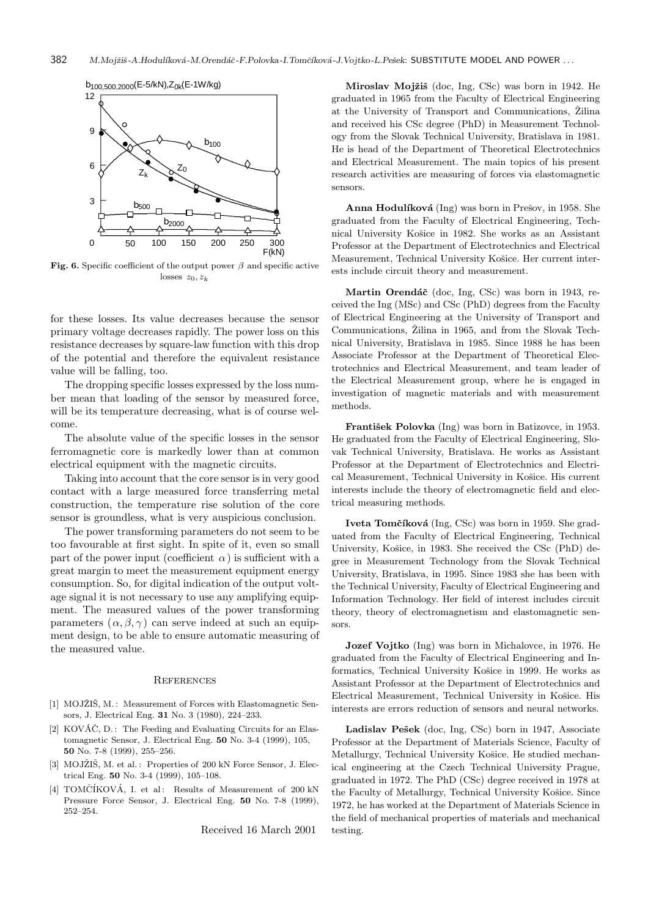b100,500,2000(E-5/kN),Z0k(E-1W/kg)

12

9

6

3

0

50 100 150 200 250 300

F(kN)

b100

Zk

Z0

b500

b2000

**Fig. 6.** Specific coefficient of the output power $\beta$ and specific active losses $z_0, z_k$

for these losses. Its value decreases because the sensor primary voltage decreases rapidly. The power loss on this resistance decreases by square-law function with this drop of the potential and therefore the equivalent resistance value will be falling, too.

The dropping specific losses expressed by the loss number mean that loading of the sensor by measured force, will be its temperature decreasing, what is of course welcome.

The absolute value of the specific losses in the sensor ferromagnetic core is markedly lower than at common electrical equipment with the magnetic circuits.

Taking into account that the core sensor is in very good contact with a large measured force transferring metal construction, the temperature rise solution of the core sensor is groundless, what is very auspicious conclusion.

The power transforming parameters do not seem to be too favourable at first sight. In spite of it, even so small part of the power input (coefficient $\alpha$) is sufficient with a great margin to meet the measurement equipment energy consumption. So, for digital indication of the output voltage signal it is not necessary to use any amplifying equipment. The measured values of the power transforming parameters $(\alpha, \beta, \gamma)$ can serve indeed at such an equipment design, to be able to ensure automatic measuring of the measured value.

## References

[1] MOJŽIŠ, M.: Measurement of Forces with Elastomagnetic Sensors, J. Electrical Eng. **31** No. 3 (1980), 224–233.

[2] KOVÁČ, D.: The Feeding and Evaluating Circuits for an Elastomagnetic Sensor, J. Electrical Eng. **50** No. 3-4 (1999), 105, **50** No. 7-8 (1999), 255–256.

[3] MOJŽIŠ, M. et al.: Properties of 200 kN Force Sensor, J. Electrical Eng. **50** No. 3-4 (1999), 105–108.

[4] TOMČÍKOVÁ, I. et al: Results of Measurement of 200 kN Pressure Force Sensor, J. Electrical Eng. **50** No. 7-8 (1999), 252–254.

Received 16 March 2001

**Miroslav Mojžiš** (doc, Ing, CSc) was born in 1942. He graduated in 1965 from the Faculty of Electrical Engineering at the University of Transport and Communications, Žilina and received his CSc degree (PhD) in Measurement Technology from the Slovak Technical University, Bratislava in 1981. He is head of the Department of Theoretical Electrotechnics and Electrical Measurement. The main topics of his present research activities are measuring of forces via elastomagnetic sensors.

**Anna Hodulíková** (Ing) was born in Prešov, in 1958. She graduated from the Faculty of Electrical Engineering, Technical University Košice in 1982. She works as an Assistant Professor at the Department of Electrotechnics and Electrical Measurement, Technical University Košice. Her current interests include circuit theory and measurement.

**Martin Orendáč** (doc, Ing, CSc) was born in 1943, received the Ing (MSc) and CSc (PhD) degrees from the Faculty of Electrical Engineering at the University of Transport and Communications, Žilina in 1965, and from the Slovak Technical University, Bratislava in 1985. Since 1988 he has been Associate Professor at the Department of Theoretical Electrotechnics and Electrical Measurement, and team leader of the Electrical Measurement group, where he is engaged in investigation of magnetic materials and with measurement methods.

**František Polovka** (Ing) was born in Batizovce, in 1953. He graduated from the Faculty of Electrical Engineering, Slovak Technical University, Bratislava. He works as Assistant Professor at the Department of Electrotechnics and Electrical Measurement, Technical University in Košice. His current interests include the theory of electromagnetic field and electrical measuring methods.

**Iveta Tomčíková** (Ing, CSc) was born in 1959. She graduated from the Faculty of Electrical Engineering, Technical University, Košice, in 1983. She received the CSc (PhD) degree in Measurement Technology from the Slovak Technical University, Bratislava, in 1995. Since 1983 she has been with the Technical University, Faculty of Electrical Engineering and Information Technology. Her field of interest includes circuit theory, theory of electromagnetism and elastomagnetic sensors.

**Jozef Vojtko** (Ing) was born in Michalovce, in 1976. He graduated from the Faculty of Electrical Engineering and Informatics, Technical University Košice in 1999. He works as Assistant Professor at the Department of Electrotechnics and Electrical Measurement, Technical University in Košice. His interests are errors reduction of sensors and neural networks.

**Ladislav Pešek** (doc, Ing, CSc) born in 1947, Associate Professor at the Department of Materials Science, Faculty of Metallurgy, Technical University Košice. He studied mechanical engineering at the Czech Technical University Prague, graduated in 1972. The PhD (CSc) degree received in 1978 at the Faculty of Metallurgy, Technical University Košice. Since 1972, he has worked at the Department of Materials Science in the field of mechanical properties of materials and mechanical testing.